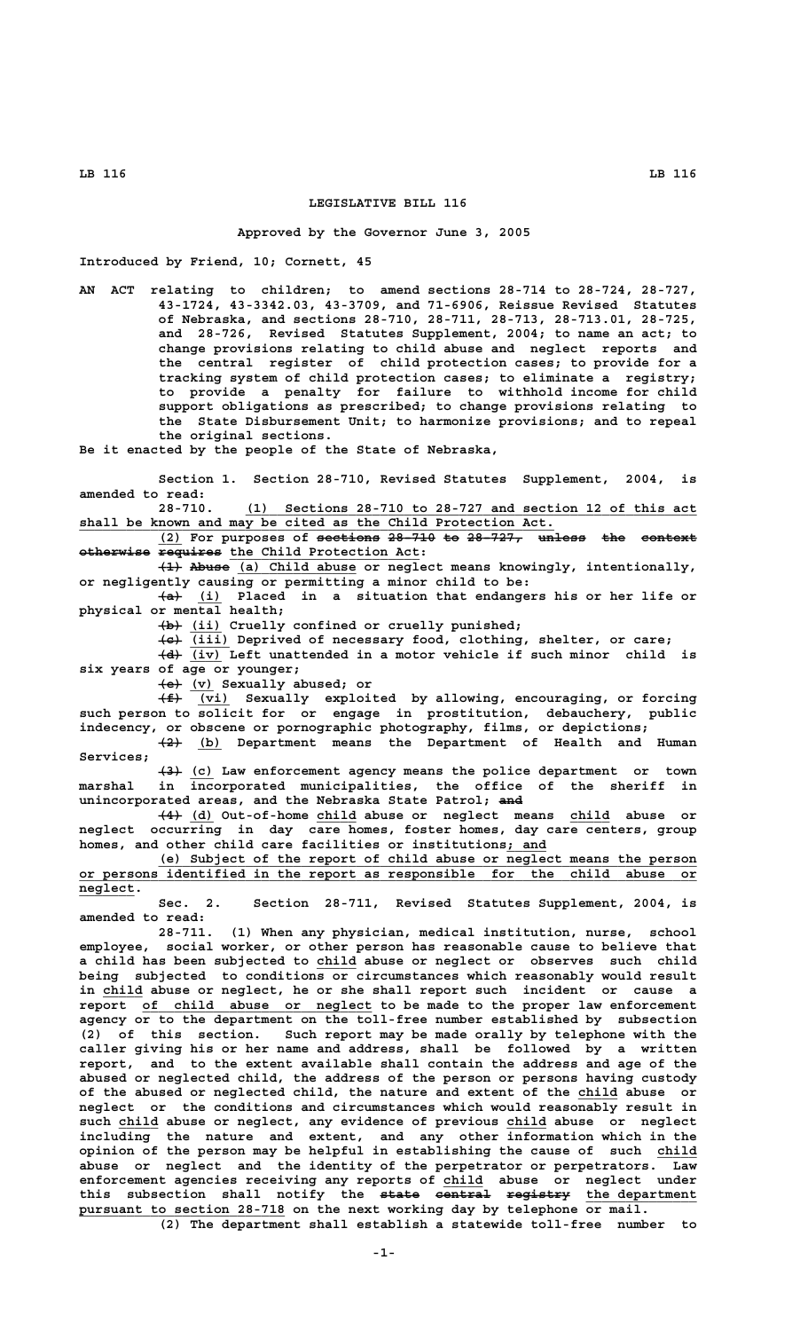# LEGISLATIVE BILL 116

**Approved by the Governor June 3, 2005**

**Introduced by Friend, 10; Cornett, 45**

AN ACT relating to children; to amend sections 28-714 to 28-724, 28-727, 43-1724, 43-3342.03, 43-3709, and 71-6906, Reissue Revised Statutes of Nebraska, and sections 28-710, 28-711, 28-713, 28-713.01, 28-725, and 28-726, Revised Statutes Supplement, 2004; to name an act; to change provisions relating to child abuse and neglect reports and the central register of child protection cases; to provide for a tracking system of child protection cases; to eliminate a registry; to provide a penalty for failure to withhold income for child support obligations as prescribed; to change provisions relating to the State Disbursement Unit; to harmonize provisions; and to repeal the original sections.

Be it enacted by the people of the State of Nebraska,

Section 1. Section 28-710, Revised Statutes Supplement, 2004, is amended to read:

28-710. (1) Sections 28-710 to 28-727 and section 12 of this act shall be known and may be cited as the Child Protection Act.

(2) For purposes of ~~sections 28-710 to 28-727, unless the context otherwise requires~~ the Child Protection Act:

~~(1) Abuse~~ (a) Child abuse or neglect means knowingly, intentionally, or negligently causing or permitting a minor child to be:

~~(a)~~ (i) Placed in a situation that endangers his or her life or physical or mental health;

~~(b)~~ (ii) Cruelly confined or cruelly punished;

~~(c)~~ (iii) Deprived of necessary food, clothing, shelter, or care;

~~(d)~~ (iv) Left unattended in a motor vehicle if such minor child is six years of age or younger;

~~(e)~~ (v) Sexually abused; or

~~(f)~~ (vi) Sexually exploited by allowing, encouraging, or forcing such person to solicit for or engage in prostitution, debauchery, public indecency, or obscene or pornographic photography, films, or depictions;

~~(2)~~ (b) Department means the Department of Health and Human Services;

~~(3)~~ (c) Law enforcement agency means the police department or town marshal in incorporated municipalities, the office of the sheriff in unincorporated areas, and the Nebraska State Patrol; ~~and~~

~~(4)~~ (d) Out-of-home child abuse or neglect means child abuse or neglect occurring in day care homes, foster homes, day care centers, group homes, and other child care facilities or institutions; and

(e) Subject of the report of child abuse or neglect means the person or persons identified in the report as responsible for the child abuse or neglect.

Sec. 2. Section 28-711, Revised Statutes Supplement, 2004, is amended to read:

28-711. (1) When any physician, medical institution, nurse, school employee, social worker, or other person has reasonable cause to believe that a child has been subjected to child abuse or neglect or observes such child being subjected to conditions or circumstances which reasonably would result in child abuse or neglect, he or she shall report such incident or cause a report of child abuse or neglect to be made to the proper law enforcement agency or to the department on the toll-free number established by subsection (2) of this section. Such report may be made orally by telephone with the caller giving his or her name and address, shall be followed by a written report, and to the extent available shall contain the address and age of the abused or neglected child, the address of the person or persons having custody of the abused or neglected child, the nature and extent of the child abuse or neglect or the conditions and circumstances which would reasonably result in such child abuse or neglect, any evidence of previous child abuse or neglect including the nature and extent, and any other information which in the opinion of the person may be helpful in establishing the cause of such child abuse or neglect and the identity of the perpetrator or perpetrators. Law enforcement agencies receiving any reports of child abuse or neglect under this subsection shall notify the ~~state central registry~~ the department pursuant to section 28-718 on the next working day by telephone or mail.

(2) The department shall establish a statewide toll-free number to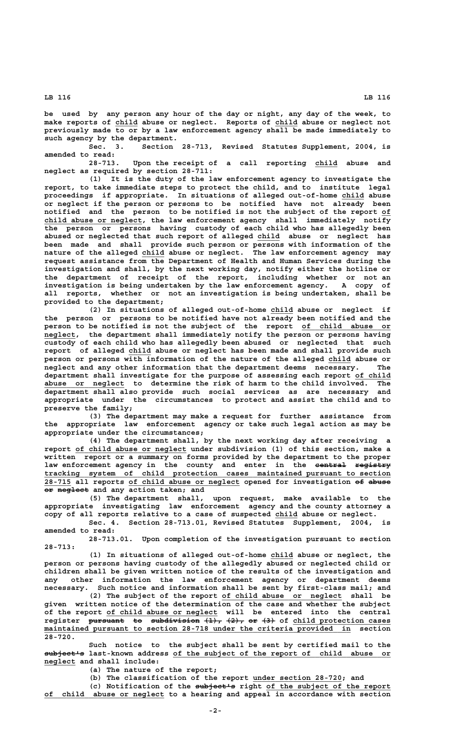be used by any person any hour of the day or night, any day of the week, to make reports of child abuse or neglect. Reports of child abuse or neglect not previously made to or by a law enforcement agency shall be made immediately to such agency by the department.

Sec. 3. Section 28-713, Revised Statutes Supplement, 2004, is amended to read:

28-713. Upon the receipt of a call reporting child abuse and neglect as required by section 28-711:

(1) It is the duty of the law enforcement agency to investigate the report, to take immediate steps to protect the child, and to institute legal proceedings if appropriate. In situations of alleged out-of-home child abuse or neglect if the person or persons to be notified have not already been notified and the person to be notified is not the subject of the report of child abuse or neglect, the law enforcement agency shall immediately notify the person or persons having custody of each child who has allegedly been abused or neglected that such report of alleged child abuse or neglect has been made and shall provide such person or persons with information of the nature of the alleged child abuse or neglect. The law enforcement agency may request assistance from the Department of Health and Human Services during the investigation and shall, by the next working day, notify either the hotline or the department of receipt of the report, including whether or not an investigation is being undertaken by the law enforcement agency. A copy of all reports, whether or not an investigation is being undertaken, shall be provided to the department;

(2) In situations of alleged out-of-home child abuse or neglect if the person or persons to be notified have not already been notified and the person to be notified is not the subject of the report of child abuse or neglect, the department shall immediately notify the person or persons having custody of each child who has allegedly been abused or neglected that such report of alleged child abuse or neglect has been made and shall provide such person or persons with information of the nature of the alleged child abuse or neglect and any other information that the department deems necessary. The department shall investigate for the purpose of assessing each report of child abuse or neglect to determine the risk of harm to the child involved. The department shall also provide such social services as are necessary and appropriate under the circumstances to protect and assist the child and to preserve the family;

(3) The department may make a request for further assistance from the appropriate law enforcement agency or take such legal action as may be appropriate under the circumstances;

(4) The department shall, by the next working day after receiving a report of child abuse or neglect under subdivision (1) of this section, make a written report or a summary on forms provided by the department to the proper law enforcement agency in the county and enter in the ~~central registry~~ tracking system of child protection cases maintained pursuant to section 28-715 all reports of child abuse or neglect opened for investigation ~~of abuse or neglect~~ and any action taken; and

(5) The department shall, upon request, make available to the appropriate investigating law enforcement agency and the county attorney a copy of all reports relative to a case of suspected child abuse or neglect.

Sec. 4. Section 28-713.01, Revised Statutes Supplement, 2004, is amended to read:

28-713.01. Upon completion of the investigation pursuant to section 28-713:

(1) In situations of alleged out-of-home child abuse or neglect, the person or persons having custody of the allegedly abused or neglected child or children shall be given written notice of the results of the investigation and any other information the law enforcement agency or department deems necessary. Such notice and information shall be sent by first-class mail; and

(2) The subject of the report of child abuse or neglect shall be given written notice of the determination of the case and whether the subject of the report of child abuse or neglect will be entered into the central register ~~pursuant to subdivision (1), (2), or (3)~~ of child protection cases maintained pursuant to section 28-718 under the criteria provided in section 28-720.

Such notice to the subject shall be sent by certified mail to the ~~subject's~~ last-known address of the subject of the report of child abuse or neglect and shall include:

(a) The nature of the report;

(b) The classification of the report under section 28-720; and

(c) Notification of the ~~subject's~~ right of the subject of the report of child abuse or neglect to a hearing and appeal in accordance with section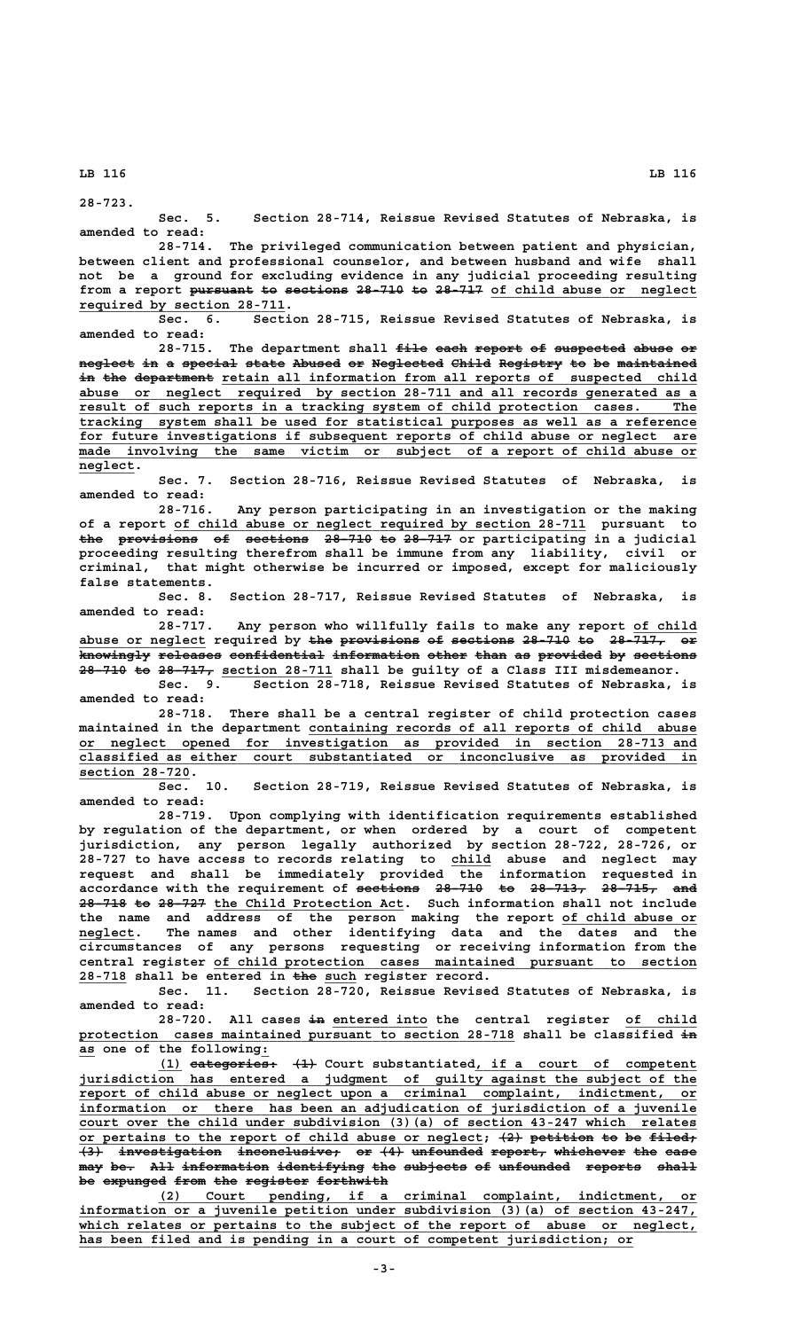28-723.

Sec. 5. Section 28-714, Reissue Revised Statutes of Nebraska, is amended to read:

28-714. The privileged communication between patient and physician, between client and professional counselor, and between husband and wife shall not be a ground for excluding evidence in any judicial proceeding resulting from a report ~~pursuant to sections 28-710 to 28-717~~ of child abuse or neglect required by section 28-711.

Sec. 6. Section 28-715, Reissue Revised Statutes of Nebraska, is amended to read:

28-715. The department shall ~~file each report of suspected abuse or neglect in a special state Abused or Neglected Child Registry to be maintained in the department~~ retain all information from all reports of suspected child abuse or neglect required by section 28-711 and all records generated as a result of such reports in a tracking system of child protection cases. The tracking system shall be used for statistical purposes as well as a reference for future investigations if subsequent reports of child abuse or neglect are made involving the same victim or subject of a report of child abuse or neglect.

Sec. 7. Section 28-716, Reissue Revised Statutes of Nebraska, is amended to read:

28-716. Any person participating in an investigation or the making of a report of child abuse or neglect required by section 28-711 pursuant to ~~the provisions of sections 28-710 to 28-717~~ or participating in a judicial proceeding resulting therefrom shall be immune from any liability, civil or criminal, that might otherwise be incurred or imposed, except for maliciously false statements.

Sec. 8. Section 28-717, Reissue Revised Statutes of Nebraska, is amended to read:

28-717. Any person who willfully fails to make any report of child abuse or neglect required by ~~the provisions of sections 28-710 to 28-717, or knowingly releases confidential information other than as provided by sections 28-710 to 28-717,~~ section 28-711 shall be guilty of a Class III misdemeanor.

Sec. 9. Section 28-718, Reissue Revised Statutes of Nebraska, is amended to read:

28-718. There shall be a central register of child protection cases maintained in the department containing records of all reports of child abuse or neglect opened for investigation as provided in section 28-713 and classified as either court substantiated or inconclusive as provided in section 28-720.

Sec. 10. Section 28-719, Reissue Revised Statutes of Nebraska, is amended to read:

28-719. Upon complying with identification requirements established by regulation of the department, or when ordered by a court of competent jurisdiction, any person legally authorized by section 28-722, 28-726, or 28-727 to have access to records relating to child abuse and neglect may request and shall be immediately provided the information requested in accordance with the requirement of ~~sections 28-710 to 28-713, 28-715, and 28-718 to 28-727~~ the Child Protection Act. Such information shall not include the name and address of the person making the report of child abuse or neglect. The names and other identifying data and the dates and the circumstances of any persons requesting or receiving information from the central register of child protection cases maintained pursuant to section 28-718 shall be entered in ~~the~~ such register record.

Sec. 11. Section 28-720, Reissue Revised Statutes of Nebraska, is amended to read:

28-720. All cases ~~in~~ entered into the central register of child protection cases maintained pursuant to section 28-718 shall be classified ~~in~~ as one of the following:

(1) ~~categories: (1)~~ Court substantiated, if a court of competent jurisdiction has entered a judgment of guilty against the subject of the report of child abuse or neglect upon a criminal complaint, indictment, or information or there has been an adjudication of jurisdiction of a juvenile court over the child under subdivision (3)(a) of section 43-247 which relates or pertains to the report of child abuse or neglect; ~~(2) petition to be filed; (3) investigation inconclusive; or (4) unfounded report, whichever the case may be. All information identifying the subjects of unfounded reports shall be expunged from the register forthwith~~

(2) Court pending, if a criminal complaint, indictment, or information or a juvenile petition under subdivision (3)(a) of section 43-247, which relates or pertains to the subject of the report of abuse or neglect, has been filed and is pending in a court of competent jurisdiction; or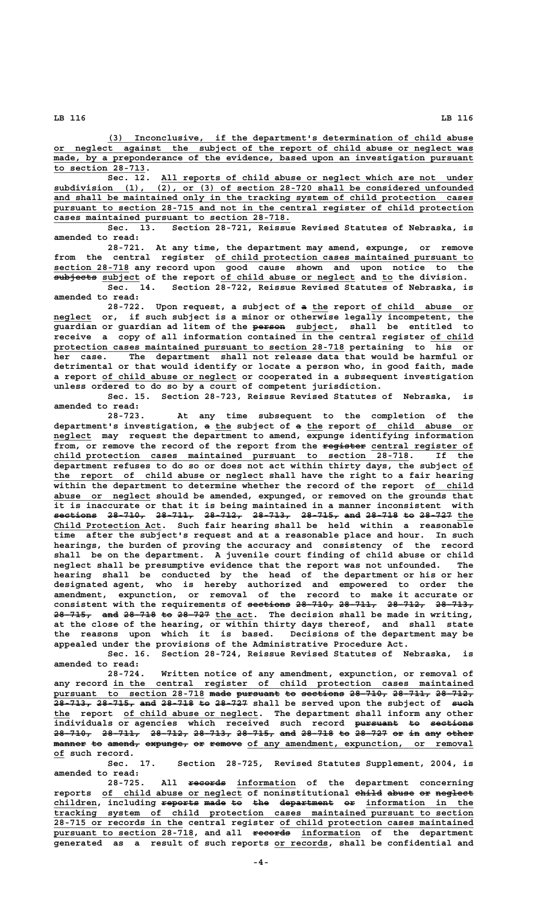(3) Inconclusive, if the department's determination of child abuse or neglect against the subject of the report of child abuse or neglect was made, by a preponderance of the evidence, based upon an investigation pursuant to section 28-713.

Sec. 12. All reports of child abuse or neglect which are not under subdivision (1), (2), or (3) of section 28-720 shall be considered unfounded and shall be maintained only in the tracking system of child protection cases pursuant to section 28-715 and not in the central register of child protection cases maintained pursuant to section 28-718.

Sec. 13. Section 28-721, Reissue Revised Statutes of Nebraska, is amended to read:

28-721. At any time, the department may amend, expunge, or remove from the central register of child protection cases maintained pursuant to section 28-718 any record upon good cause shown and upon notice to the ~~subjects~~ subject of the report of child abuse or neglect and to the division.

Sec. 14. Section 28-722, Reissue Revised Statutes of Nebraska, is amended to read:

28-722. Upon request, a subject of ~~a~~ the report of child abuse or neglect or, if such subject is a minor or otherwise legally incompetent, the guardian or guardian ad litem of the ~~person~~ subject, shall be entitled to receive a copy of all information contained in the central register of child protection cases maintained pursuant to section 28-718 pertaining to his or her case. The department shall not release data that would be harmful or detrimental or that would identify or locate a person who, in good faith, made a report of child abuse or neglect or cooperated in a subsequent investigation unless ordered to do so by a court of competent jurisdiction.

Sec. 15. Section 28-723, Reissue Revised Statutes of Nebraska, is amended to read:

28-723. At any time subsequent to the completion of the department's investigation, ~~a~~ the subject of ~~a~~ the report of child abuse or neglect may request the department to amend, expunge identifying information from, or remove the record of the report from the ~~register~~ central register of child protection cases maintained pursuant to section 28-718. If the department refuses to do so or does not act within thirty days, the subject of the report of child abuse or neglect shall have the right to a fair hearing within the department to determine whether the record of the report of child abuse or neglect should be amended, expunged, or removed on the grounds that it is inaccurate or that it is being maintained in a manner inconsistent with ~~sections 28-710, 28-711, 28-712, 28-713, 28-715, and 28-718 to 28-727~~ the Child Protection Act. Such fair hearing shall be held within a reasonable time after the subject's request and at a reasonable place and hour. In such hearings, the burden of proving the accuracy and consistency of the record shall be on the department. A juvenile court finding of child abuse or child neglect shall be presumptive evidence that the report was not unfounded. The hearing shall be conducted by the head of the department or his or her designated agent, who is hereby authorized and empowered to order the amendment, expunction, or removal of the record to make it accurate or consistent with the requirements of ~~sections 28-710, 28-711, 28-712, 28-713, 28-715, and 28-718 to 28-727~~ the act. The decision shall be made in writing, at the close of the hearing, or within thirty days thereof, and shall state the reasons upon which it is based. Decisions of the department may be appealed under the provisions of the Administrative Procedure Act.

Sec. 16. Section 28-724, Reissue Revised Statutes of Nebraska, is amended to read:

28-724. Written notice of any amendment, expunction, or removal of any record in the central register of child protection cases maintained pursuant to section 28-718 ~~made pursuant to sections 28-710, 28-711, 28-712, 28-713, 28-715, and 28-718 to 28-727~~ shall be served upon the subject of ~~such~~ the report of child abuse or neglect. The department shall inform any other individuals or agencies which received such record ~~pursuant to sections 28-710, 28-711, 28-712, 28-713, 28-715, and 28-718 to 28-727 or in any other manner to amend, expunge, or remove~~ of any amendment, expunction, or removal of such record.

Sec. 17. Section 28-725, Revised Statutes Supplement, 2004, is amended to read:

28-725. All ~~records~~ information of the department concerning reports of child abuse or neglect of noninstitutional ~~child abuse or neglect~~ children, including ~~reports made to the department or~~ information in the tracking system of child protection cases maintained pursuant to section 28-715 or records in the central register of child protection cases maintained pursuant to section 28-718, and all ~~records~~ information of the department generated as a result of such reports or records, shall be confidential and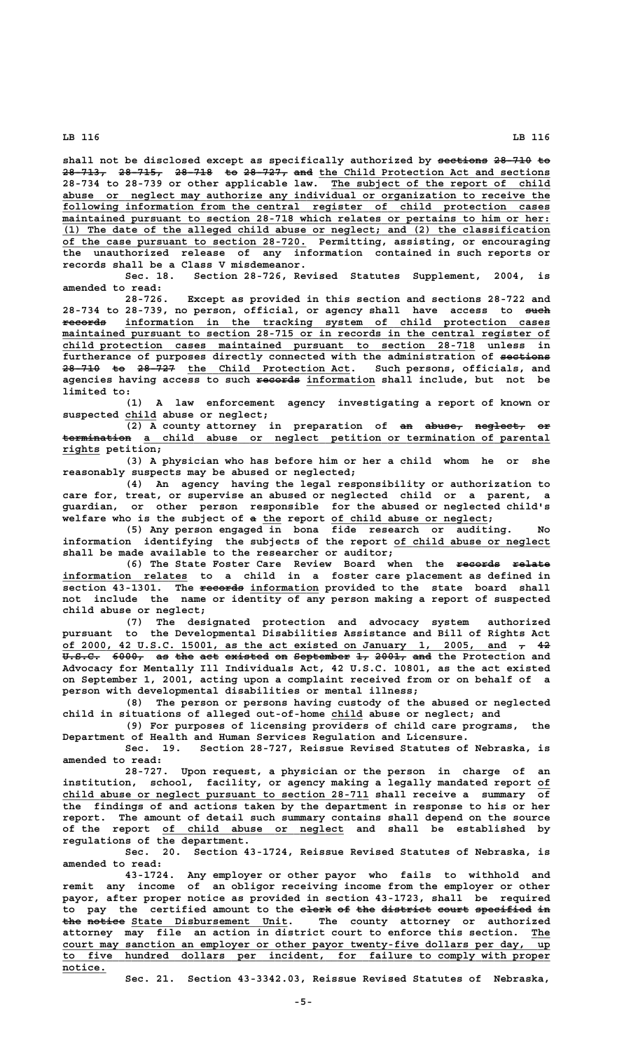shall not be disclosed except as specifically authorized by ~~sections 28-710 to 28-713, 28-715, 28-718 to 28-727, and~~ the Child Protection Act and sections 28-734 to 28-739 or other applicable law. The subject of the report of child abuse or neglect may authorize any individual or organization to receive the following information from the central register of child protection cases maintained pursuant to section 28-718 which relates or pertains to him or her: (1) The date of the alleged child abuse or neglect; and (2) the classification of the case pursuant to section 28-720. Permitting, assisting, or encouraging the unauthorized release of any information contained in such reports or records shall be a Class V misdemeanor.

Sec. 18. Section 28-726, Revised Statutes Supplement, 2004, is amended to read:

28-726. Except as provided in this section and sections 28-722 and 28-734 to 28-739, no person, official, or agency shall have access to ~~such records~~ information in the tracking system of child protection cases maintained pursuant to section 28-715 or in records in the central register of child protection cases maintained pursuant to section 28-718 unless in furtherance of purposes directly connected with the administration of ~~sections 28-710 to 28-727~~ the Child Protection Act. Such persons, officials, and agencies having access to such ~~records~~ information shall include, but not be limited to:

(1) A law enforcement agency investigating a report of known or suspected child abuse or neglect;

(2) A county attorney in preparation of ~~an abuse, neglect, or termination~~ a child abuse or neglect petition or termination of parental rights petition;

(3) A physician who has before him or her a child whom he or she reasonably suspects may be abused or neglected;

(4) An agency having the legal responsibility or authorization to care for, treat, or supervise an abused or neglected child or a parent, a guardian, or other person responsible for the abused or neglected child's welfare who is the subject of ~~a~~ the report of child abuse or neglect;

(5) Any person engaged in bona fide research or auditing. No information identifying the subjects of the report of child abuse or neglect shall be made available to the researcher or auditor;

(6) The State Foster Care Review Board when the ~~records relate~~ information relates to a child in a foster care placement as defined in section 43-1301. The ~~records~~ information provided to the state board shall not include the name or identity of any person making a report of suspected child abuse or neglect;

(7) The designated protection and advocacy system authorized pursuant to the Developmental Disabilities Assistance and Bill of Rights Act of 2000, 42 U.S.C. 15001, as the act existed on January 1, 2005, and ~~, 42 U.S.C. 6000, as the act existed on September 1, 2001, and~~ the Protection and Advocacy for Mentally Ill Individuals Act, 42 U.S.C. 10801, as the act existed on September 1, 2001, acting upon a complaint received from or on behalf of a person with developmental disabilities or mental illness;

(8) The person or persons having custody of the abused or neglected child in situations of alleged out-of-home child abuse or neglect; and

(9) For purposes of licensing providers of child care programs, the Department of Health and Human Services Regulation and Licensure.

Sec. 19. Section 28-727, Reissue Revised Statutes of Nebraska, is amended to read:

28-727. Upon request, a physician or the person in charge of an institution, school, facility, or agency making a legally mandated report of child abuse or neglect pursuant to section 28-711 shall receive a summary of the findings of and actions taken by the department in response to his or her report. The amount of detail such summary contains shall depend on the source of the report of child abuse or neglect and shall be established by regulations of the department.

Sec. 20. Section 43-1724, Reissue Revised Statutes of Nebraska, is amended to read:

43-1724. Any employer or other payor who fails to withhold and remit any income of an obligor receiving income from the employer or other payor, after proper notice as provided in section 43-1723, shall be required to pay the certified amount to the ~~clerk of the district court specified in the notice~~ State Disbursement Unit. The county attorney or authorized attorney may file an action in district court to enforce this section. The court may sanction an employer or other payor twenty-five dollars per day, up to five hundred dollars per incident, for failure to comply with proper notice.

Sec. 21. Section 43-3342.03, Reissue Revised Statutes of Nebraska,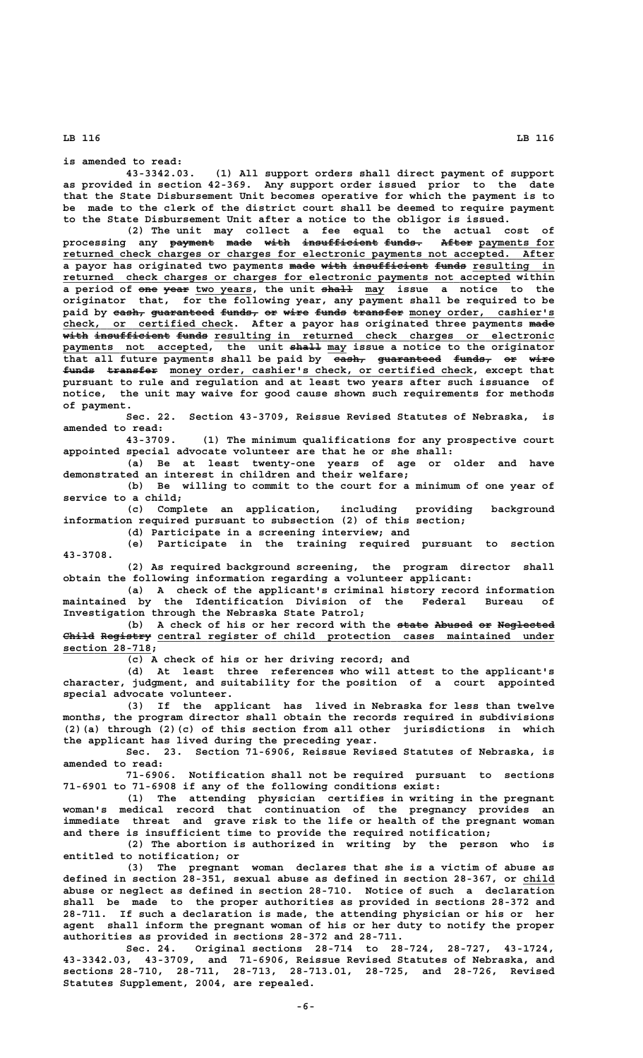is amended to read:

43-3342.03. (1) All support orders shall direct payment of support as provided in section 42-369. Any support order issued prior to the date that the State Disbursement Unit becomes operative for which the payment is to be made to the clerk of the district court shall be deemed to require payment to the State Disbursement Unit after a notice to the obligor is issued.

(2) The unit may collect a fee equal to the actual cost of processing any ~~payment made with insufficient funds. After~~ payments for returned check charges or charges for electronic payments not accepted. After a payor has originated two payments ~~made with insufficient funds~~ resulting in returned check charges or charges for electronic payments not accepted within a period of ~~one year~~ two years, the unit ~~shall~~ may issue a notice to the originator that, for the following year, any payment shall be required to be paid by ~~cash, guaranteed funds, or wire funds transfer~~ money order, cashier's check, or certified check. After a payor has originated three payments ~~made with insufficient funds~~ resulting in returned check charges or electronic payments not accepted, the unit ~~shall~~ may issue a notice to the originator that all future payments shall be paid by ~~cash, guaranteed funds, or wire funds transfer~~ money order, cashier's check, or certified check, except that pursuant to rule and regulation and at least two years after such issuance of notice, the unit may waive for good cause shown such requirements for methods of payment.

Sec. 22. Section 43-3709, Reissue Revised Statutes of Nebraska, is amended to read:

43-3709. (1) The minimum qualifications for any prospective court appointed special advocate volunteer are that he or she shall:

(a) Be at least twenty-one years of age or older and have demonstrated an interest in children and their welfare;

(b) Be willing to commit to the court for a minimum of one year of service to a child;

(c) Complete an application, including providing background information required pursuant to subsection (2) of this section;

(d) Participate in a screening interview; and

(e) Participate in the training required pursuant to section 43-3708.

(2) As required background screening, the program director shall obtain the following information regarding a volunteer applicant:

(a) A check of the applicant's criminal history record information maintained by the Identification Division of the Federal Bureau of Investigation through the Nebraska State Patrol;

(b) A check of his or her record with the ~~state Abused or Neglected Child Registry~~ central register of child protection cases maintained under section 28-718;

(c) A check of his or her driving record; and

(d) At least three references who will attest to the applicant's character, judgment, and suitability for the position of a court appointed special advocate volunteer.

(3) If the applicant has lived in Nebraska for less than twelve months, the program director shall obtain the records required in subdivisions (2)(a) through (2)(c) of this section from all other jurisdictions in which the applicant has lived during the preceding year.

Sec. 23. Section 71-6906, Reissue Revised Statutes of Nebraska, is amended to read:

71-6906. Notification shall not be required pursuant to sections 71-6901 to 71-6908 if any of the following conditions exist:

(1) The attending physician certifies in writing in the pregnant woman's medical record that continuation of the pregnancy provides an immediate threat and grave risk to the life or health of the pregnant woman and there is insufficient time to provide the required notification;

(2) The abortion is authorized in writing by the person who is entitled to notification; or

(3) The pregnant woman declares that she is a victim of abuse as defined in section 28-351, sexual abuse as defined in section 28-367, or child abuse or neglect as defined in section 28-710. Notice of such a declaration shall be made to the proper authorities as provided in sections 28-372 and 28-711. If such a declaration is made, the attending physician or his or her agent shall inform the pregnant woman of his or her duty to notify the proper authorities as provided in sections 28-372 and 28-711.

Sec. 24. Original sections 28-714 to 28-724, 28-727, 43-1724, 43-3342.03, 43-3709, and 71-6906, Reissue Revised Statutes of Nebraska, and sections 28-710, 28-711, 28-713, 28-713.01, 28-725, and 28-726, Revised Statutes Supplement, 2004, are repealed.